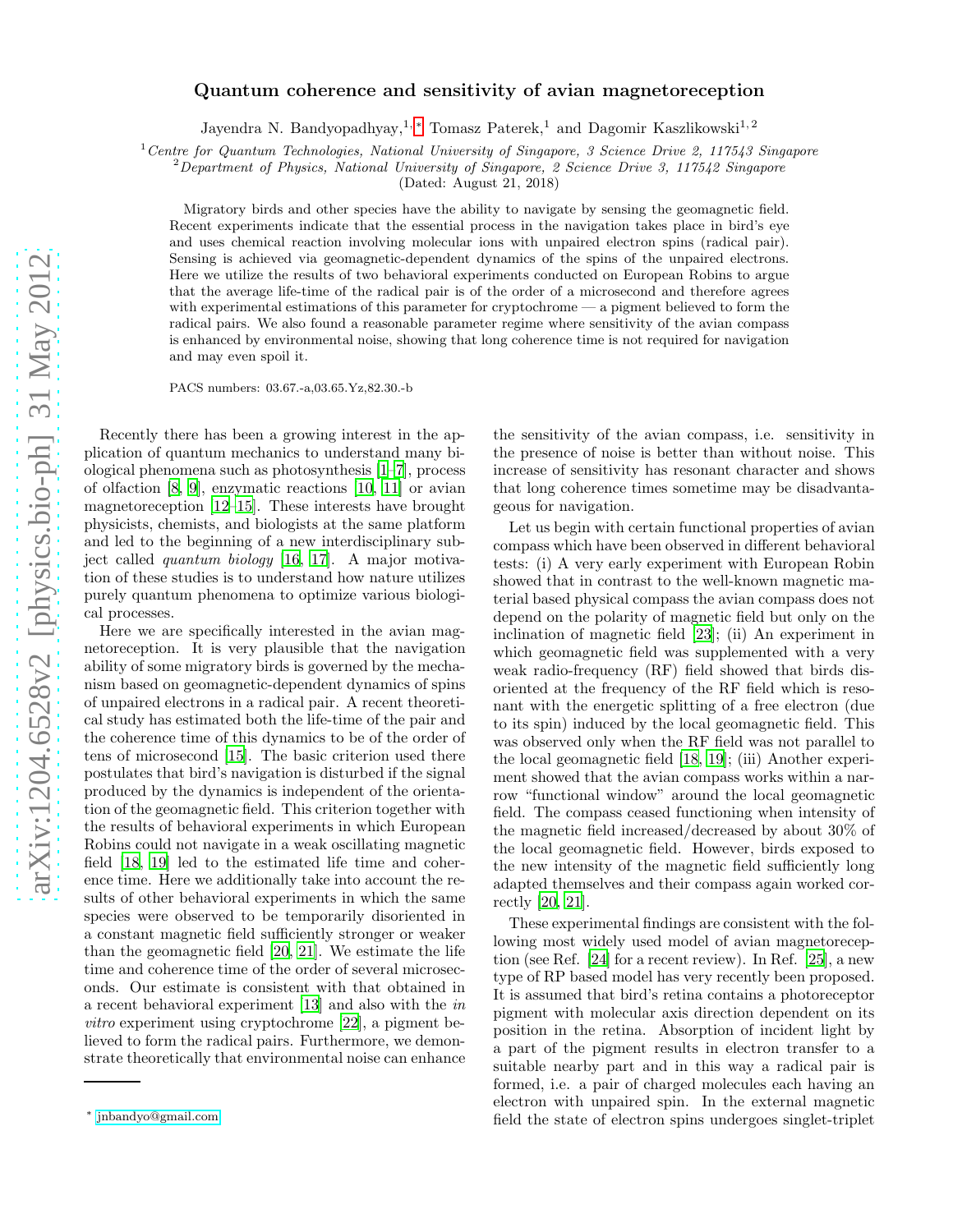# Quantum coherence and sensitivity of avian magnetoreception

Jayendra N. Bandyopadhyay,[1,*] Tomasz Paterek,[1] and Dagomir Kaszlikowski[1,2]

[1] *Centre for Quantum Technologies, National University of Singapore, 3 Science Drive 2, 117543 Singapore*
[2] *Department of Physics, National University of Singapore, 2 Science Drive 3, 117542 Singapore*
(Dated: August 21, 2018)

Migratory birds and other species have the ability to navigate by sensing the geomagnetic field. Recent experiments indicate that the essential process in the navigation takes place in bird's eye and uses chemical reaction involving molecular ions with unpaired electron spins (radical pair). Sensing is achieved via geomagnetic-dependent dynamics of the spins of the unpaired electrons. Here we utilize the results of two behavioral experiments conducted on European Robins to argue that the average life-time of the radical pair is of the order of a microsecond and therefore agrees with experimental estimations of this parameter for cryptochrome — a pigment believed to form the radical pairs. We also found a reasonable parameter regime where sensitivity of the avian compass is enhanced by environmental noise, showing that long coherence time is not required for navigation and may even spoil it.

PACS numbers: 03.67.-a,03.65.Yz,82.30.-b

Recently there has been a growing interest in the application of quantum mechanics to understand many biological phenomena such as photosynthesis [1–7], process of olfaction [8, 9], enzymatic reactions [10, 11] or avian magnetoreception [12–15]. These interests have brought physicists, chemists, and biologists at the same platform and led to the beginning of a new interdisciplinary subject called *quantum biology* [16, 17]. A major motivation of these studies is to understand how nature utilizes purely quantum phenomena to optimize various biological processes.

Here we are specifically interested in the avian magnetoreception. It is very plausible that the navigation ability of some migratory birds is governed by the mechanism based on geomagnetic-dependent dynamics of spins of unpaired electrons in a radical pair. A recent theoretical study has estimated both the life-time of the pair and the coherence time of this dynamics to be of the order of tens of microsecond [15]. The basic criterion used there postulates that bird's navigation is disturbed if the signal produced by the dynamics is independent of the orientation of the geomagnetic field. This criterion together with the results of behavioral experiments in which European Robins could not navigate in a weak oscillating magnetic field [18, 19] led to the estimated life time and coherence time. Here we additionally take into account the results of other behavioral experiments in which the same species were observed to be temporarily disoriented in a constant magnetic field sufficiently stronger or weaker than the geomagnetic field [20, 21]. We estimate the life time and coherence time of the order of several microseconds. Our estimate is consistent with that obtained in a recent behavioral experiment [13] and also with the *in vitro* experiment using cryptochrome [22], a pigment believed to form the radical pairs. Furthermore, we demonstrate theoretically that environmental noise can enhance the sensitivity of the avian compass, i.e. sensitivity in the presence of noise is better than without noise. This increase of sensitivity has resonant character and shows that long coherence times sometime may be disadvantageous for navigation.

Let us begin with certain functional properties of avian compass which have been observed in different behavioral tests: (i) A very early experiment with European Robin showed that in contrast to the well-known magnetic material based physical compass the avian compass does not depend on the polarity of magnetic field but only on the inclination of magnetic field [23]; (ii) An experiment in which geomagnetic field was supplemented with a very weak radio-frequency (RF) field showed that birds disoriented at the frequency of the RF field which is resonant with the energetic splitting of a free electron (due to its spin) induced by the local geomagnetic field. This was observed only when the RF field was not parallel to the local geomagnetic field [18, 19]; (iii) Another experiment showed that the avian compass works within a narrow "functional window" around the local geomagnetic field. The compass ceased functioning when intensity of the magnetic field increased/decreased by about 30% of the local geomagnetic field. However, birds exposed to the new intensity of the magnetic field sufficiently long adapted themselves and their compass again worked correctly [20, 21].

These experimental findings are consistent with the following most widely used model of avian magnetoreception (see Ref. [24] for a recent review). In Ref. [25], a new type of RP based model has very recently been proposed. It is assumed that bird's retina contains a photoreceptor pigment with molecular axis direction dependent on its position in the retina. Absorption of incident light by a part of the pigment results in electron transfer to a suitable nearby part and in this way a radical pair is formed, i.e. a pair of charged molecules each having an electron with unpaired spin. In the external magnetic field the state of electron spins undergoes singlet-triplet

* jnbandyo@gmail.com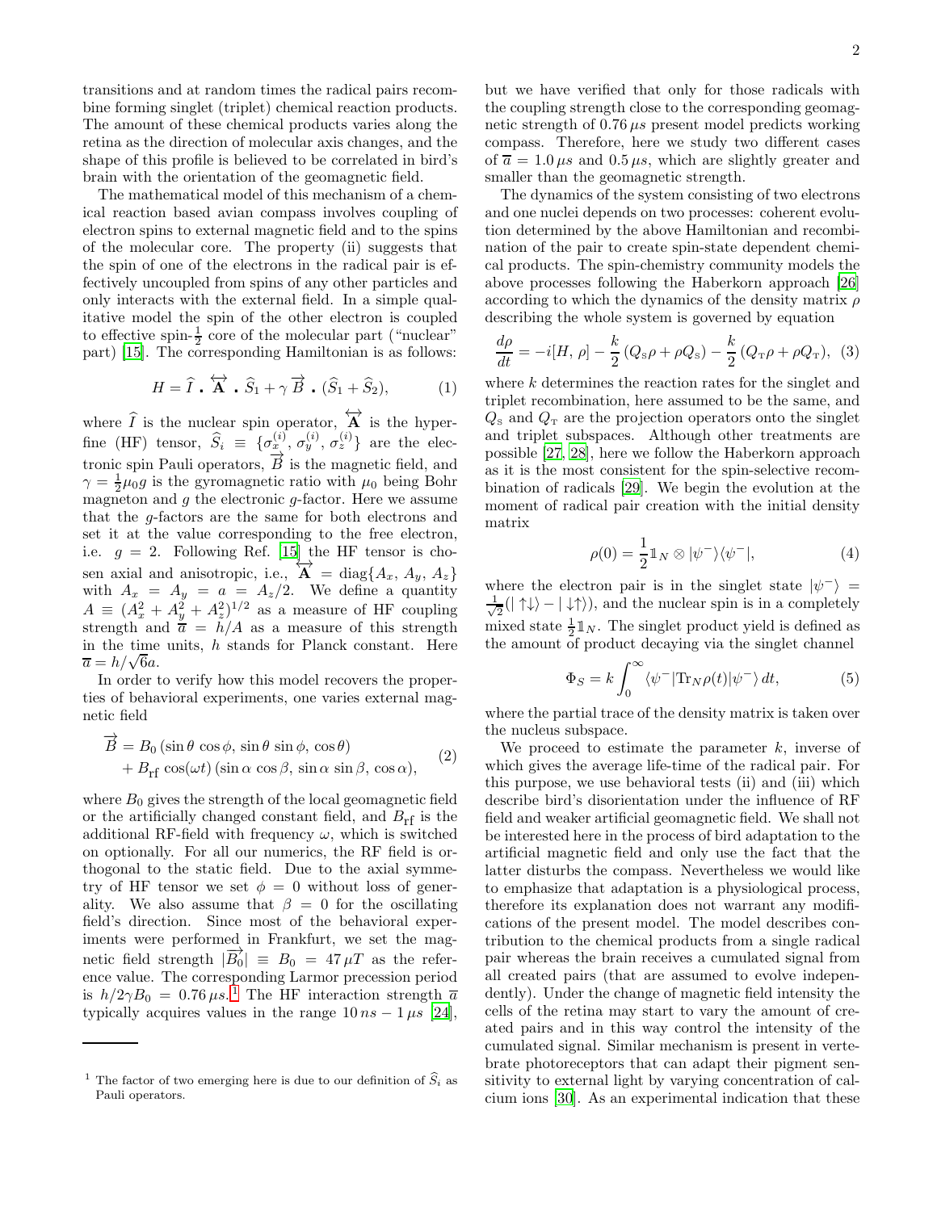transitions and at random times the radical pairs recombine forming singlet (triplet) chemical reaction products. The amount of these chemical products varies along the retina as the direction of molecular axis changes, and the shape of this profile is believed to be correlated in bird's brain with the orientation of the geomagnetic field.

The mathematical model of this mechanism of a chemical reaction based avian compass involves coupling of electron spins to external magnetic field and to the spins of the molecular core. The property (ii) suggests that the spin of one of the electrons in the radical pair is effectively uncoupled from spins of any other particles and only interacts with the external field. In a simple qualitative model the spin of the other electron is coupled to effective spin-$\frac{1}{2}$ core of the molecular part ("nuclear" part) [15]. The corresponding Hamiltonian is as follows:

$$H = \widehat{I} \cdot \overleftrightarrow{\mathbf{A}} \cdot \widehat{S}_1 + \gamma \overrightarrow{B} \cdot (\widehat{S}_1 + \widehat{S}_2), \tag{1}$$

where $\widehat{I}$ is the nuclear spin operator, $\overleftrightarrow{\mathbf{A}}$ is the hyperfine (HF) tensor, $\widehat{S}_i \equiv \{\sigma_x^{(i)}, \sigma_y^{(i)}, \sigma_z^{(i)}\}$ are the electronic spin Pauli operators, $\overrightarrow{B}$ is the magnetic field, and $\gamma = \frac{1}{2}\mu_0 g$ is the gyromagnetic ratio with $\mu_0$ being Bohr magneton and $g$ the electronic $g$-factor. Here we assume that the $g$-factors are the same for both electrons and set it at the value corresponding to the free electron, i.e. $g = 2$. Following Ref. [15] the HF tensor is chosen axial and anisotropic, i.e., $\overleftrightarrow{\mathbf{A}} = \text{diag}\{A_x, A_y, A_z\}$ with $A_x = A_y = a = A_z/2$. We define a quantity $A \equiv (A_x^2 + A_y^2 + A_z^2)^{1/2}$ as a measure of HF coupling strength and $\overline{a} = h/A$ as a measure of this strength in the time units, $h$ stands for Planck constant. Here $\overline{a} = h/\sqrt{6}a$.

In order to verify how this model recovers the properties of behavioral experiments, one varies external magnetic field

$$\begin{aligned} \overrightarrow{B} &= B_0 \,(\sin\theta\,\cos\phi,\, \sin\theta\,\sin\phi,\, \cos\theta) \\ &+ B_{\text{rf}}\,\cos(\omega t)\,(\sin\alpha\,\cos\beta,\, \sin\alpha\,\sin\beta,\, \cos\alpha), \end{aligned} \tag{2}$$

where $B_0$ gives the strength of the local geomagnetic field or the artificially changed constant field, and $B_{\text{rf}}$ is the additional RF-field with frequency $\omega$, which is switched on optionally. For all our numerics, the RF field is orthogonal to the static field. Due to the axial symmetry of HF tensor we set $\phi = 0$ without loss of generality. We also assume that $\beta = 0$ for the oscillating field's direction. Since most of the behavioral experiments were performed in Frankfurt, we set the magnetic field strength $|\overrightarrow{B_0}| \equiv B_0 = 47\,\mu T$ as the reference value. The corresponding Larmor precession period is $h/2\gamma B_0 = 0.76\,\mu s$.[1] The HF interaction strength $\overline{a}$ typically acquires values in the range $10\,ns - 1\,\mu s$ [24], but we have verified that only for those radicals with the coupling strength close to the corresponding geomagnetic strength of $0.76\,\mu s$ present model predicts working compass. Therefore, here we study two different cases of $\overline{a} = 1.0\,\mu s$ and $0.5\,\mu s$, which are slightly greater and smaller than the geomagnetic strength.

The dynamics of the system consisting of two electrons and one nuclei depends on two processes: coherent evolution determined by the above Hamiltonian and recombination of the pair to create spin-state dependent chemical products. The spin-chemistry community models the above processes following the Haberkorn approach [26] according to which the dynamics of the density matrix $\rho$ describing the whole system is governed by equation

$$\frac{d\rho}{dt} = -i[H,\,\rho] - \frac{k}{2}\left(Q_{\text{S}}\rho + \rho Q_{\text{S}}\right) - \frac{k}{2}\left(Q_{\text{T}}\rho + \rho Q_{\text{T}}\right), \tag{3}$$

where $k$ determines the reaction rates for the singlet and triplet recombination, here assumed to be the same, and $Q_{\text{S}}$ and $Q_{\text{T}}$ are the projection operators onto the singlet and triplet subspaces. Although other treatments are possible [27, 28], here we follow the Haberkorn approach as it is the most consistent for the spin-selective recombination of radicals [29]. We begin the evolution at the moment of radical pair creation with the initial density matrix

$$\rho(0) = \frac{1}{2}\mathbb{1}_N \otimes |\psi^-\rangle\langle\psi^-|, \tag{4}$$

where the electron pair is in the singlet state $|\psi^-\rangle = \frac{1}{\sqrt{2}}(|\uparrow\downarrow\rangle - |\downarrow\uparrow\rangle)$, and the nuclear spin is in a completely mixed state $\frac{1}{2}\mathbb{1}_N$. The singlet product yield is defined as the amount of product decaying via the singlet channel

$$\Phi_S = k\int_0^\infty \langle\psi^-|\text{Tr}_N\rho(t)|\psi^-\rangle\, dt, \tag{5}$$

where the partial trace of the density matrix is taken over the nucleus subspace.

We proceed to estimate the parameter $k$, inverse of which gives the average life-time of the radical pair. For this purpose, we use behavioral tests (ii) and (iii) which describe bird's disorientation under the influence of RF field and weaker artificial geomagnetic field. We shall not be interested here in the process of bird adaptation to the artificial magnetic field and only use the fact that the latter disturbs the compass. Nevertheless we would like to emphasize that adaptation is a physiological process, therefore its explanation does not warrant any modifications of the present model. The model describes contribution to the chemical products from a single radical pair whereas the brain receives a cumulated signal from all created pairs (that are assumed to evolve independently). Under the change of magnetic field intensity the cells of the retina may start to vary the amount of created pairs and in this way control the intensity of the cumulated signal. Similar mechanism is present in vertebrate photoreceptors that can adapt their pigment sensitivity to external light by varying concentration of calcium ions [30]. As an experimental indication that these

[1] The factor of two emerging here is due to our definition of $\widehat{S}_i$ as Pauli operators.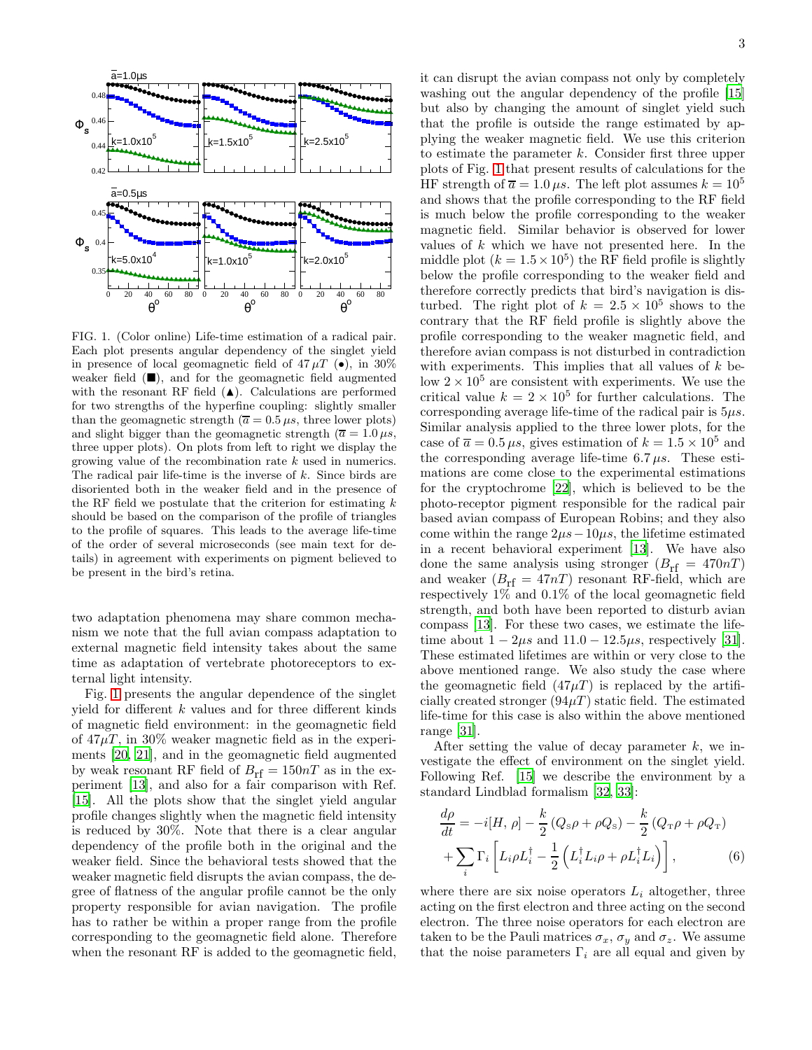FIG. 1. (Color online) Life-time estimation of a radical pair. Each plot presents angular dependency of the singlet yield in presence of local geomagnetic field of $47\,\mu T$ (●), in 30% weaker field (■), and for the geomagnetic field augmented with the resonant RF field (▲). Calculations are performed for two strengths of the hyperfine coupling: slightly smaller than the geomagnetic strength ($\overline{a} = 0.5\,\mu s$, three lower plots) and slight bigger than the geomagnetic strength ($\overline{a} = 1.0\,\mu s$, three upper plots). On plots from left to right we display the growing value of the recombination rate $k$ used in numerics. The radical pair life-time is the inverse of $k$. Since birds are disoriented both in the weaker field and in the presence of the RF field we postulate that the criterion for estimating $k$ should be based on the comparison of the profile of triangles to the profile of squares. This leads to the average life-time of the order of several microseconds (see main text for details) in agreement with experiments on pigment believed to be present in the bird's retina.

two adaptation phenomena may share common mechanism we note that the full avian compass adaptation to external magnetic field intensity takes about the same time as adaptation of vertebrate photoreceptors to external light intensity.

Fig. 1 presents the angular dependence of the singlet yield for different $k$ values and for three different kinds of magnetic field environment: in the geomagnetic field of $47\mu T$, in 30% weaker magnetic field as in the experiments [20, 21], and in the geomagnetic field augmented by weak resonant RF field of $B_{\rm rf} = 150nT$ as in the experiment [13], and also for a fair comparison with Ref. [15]. All the plots show that the singlet yield angular profile changes slightly when the magnetic field intensity is reduced by 30%. Note that there is a clear angular dependency of the profile both in the original and the weaker field. Since the behavioral tests showed that the weaker magnetic field disrupts the avian compass, the degree of flatness of the angular profile cannot be the only property responsible for avian navigation. The profile has to rather be within a proper range from the profile corresponding to the geomagnetic field alone. Therefore when the resonant RF is added to the geomagnetic field, it can disrupt the avian compass not only by completely washing out the angular dependency of the profile [15] but also by changing the amount of singlet yield such that the profile is outside the range estimated by applying the weaker magnetic field. We use this criterion to estimate the parameter $k$. Consider first three upper plots of Fig. 1 that present results of calculations for the HF strength of $\overline{a} = 1.0\,\mu s$. The left plot assumes $k = 10^5$ and shows that the profile corresponding to the RF field is much below the profile corresponding to the weaker magnetic field. Similar behavior is observed for lower values of $k$ which we have not presented here. In the middle plot ($k = 1.5 \times 10^5$) the RF field profile is slightly below the profile corresponding to the weaker field and therefore correctly predicts that bird's navigation is disturbed. The right plot of $k = 2.5 \times 10^5$ shows to the contrary that the RF field profile is slightly above the profile corresponding to the weaker magnetic field, and therefore avian compass is not disturbed in contradiction with experiments. This implies that all values of $k$ below $2 \times 10^5$ are consistent with experiments. We use the critical value $k = 2 \times 10^5$ for further calculations. The corresponding average life-time of the radical pair is $5\mu s$. Similar analysis applied to the three lower plots, for the case of $\overline{a} = 0.5\,\mu s$, gives estimation of $k = 1.5 \times 10^5$ and the corresponding average life-time $6.7\,\mu s$. These estimations are come close to the experimental estimations for the cryptochrome [22], which is believed to be the photo-receptor pigment responsible for the radical pair based avian compass of European Robins; and they also come within the range $2\mu s - 10\mu s$, the lifetime estimated in a recent behavioral experiment [13]. We have also done the same analysis using stronger ($B_{\rm rf} = 470nT$) and weaker ($B_{\rm rf} = 47nT$) resonant RF-field, which are respectively 1% and 0.1% of the local geomagnetic field strength, and both have been reported to disturb avian compass [13]. For these two cases, we estimate the lifetime about $1 - 2\mu s$ and $11.0 - 12.5\mu s$, respectively [31]. These estimated lifetimes are within or very close to the above mentioned range. We also study the case where the geomagnetic field ($47\mu T$) is replaced by the artificially created stronger ($94\mu T$) static field. The estimated life-time for this case is also within the above mentioned range [31].

After setting the value of decay parameter $k$, we investigate the effect of environment on the singlet yield. Following Ref. [15] we describe the environment by a standard Lindblad formalism [32, 33]:

$$\frac{d\rho}{dt} = -i[H,\,\rho] - \frac{k}{2}\left(Q_{\rm S}\rho + \rho Q_{\rm S}\right) - \frac{k}{2}\left(Q_{\rm T}\rho + \rho Q_{\rm T}\right) + \sum_i \Gamma_i \left[L_i \rho L_i^\dagger - \frac{1}{2}\left(L_i^\dagger L_i \rho + \rho L_i^\dagger L_i\right)\right], \qquad (6)$$

where there are six noise operators $L_i$ altogether, three acting on the first electron and three acting on the second electron. The three noise operators for each electron are taken to be the Pauli matrices $\sigma_x$, $\sigma_y$ and $\sigma_z$. We assume that the noise parameters $\Gamma_i$ are all equal and given by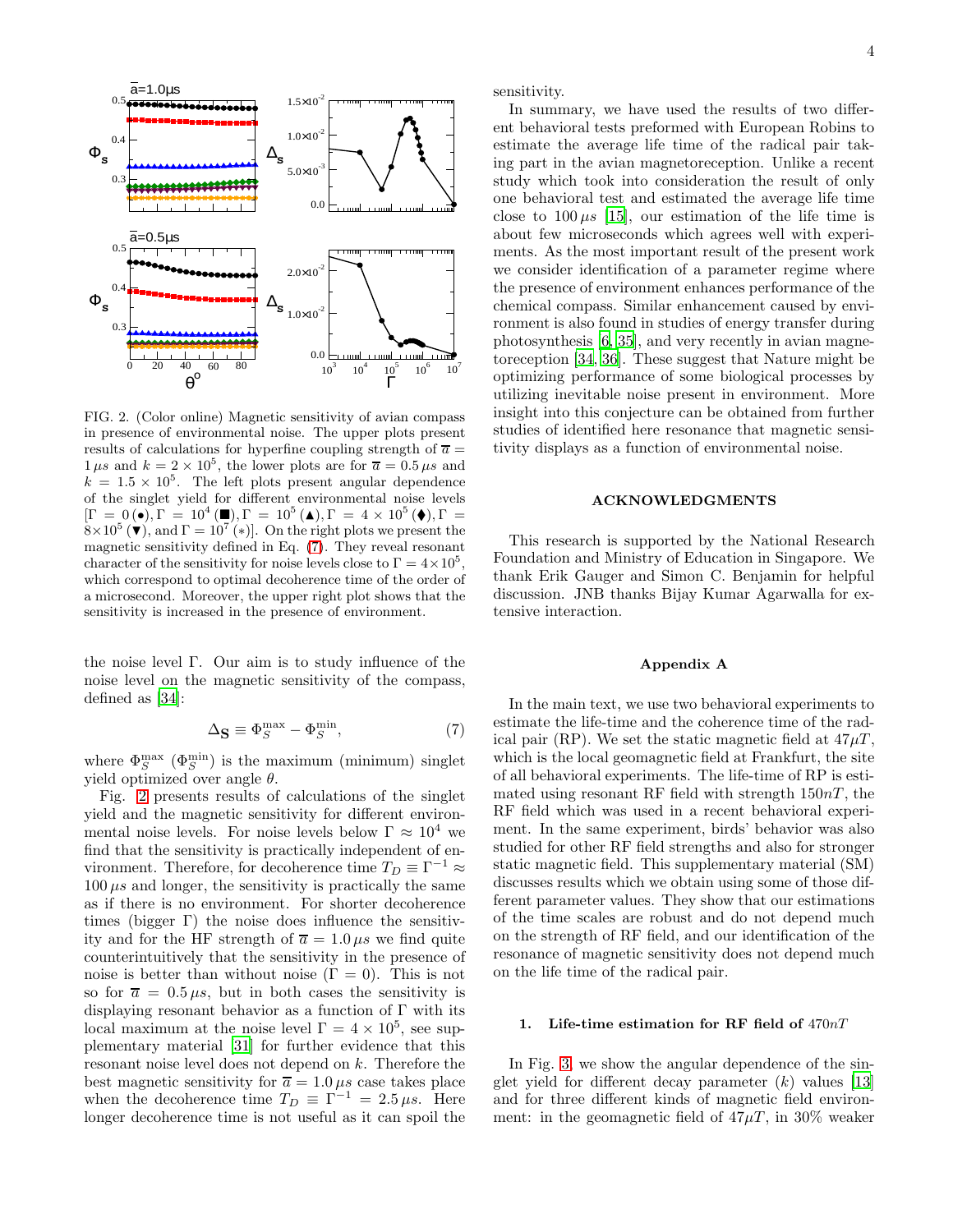FIG. 2. (Color online) Magnetic sensitivity of avian compass in presence of environmental noise. The upper plots present results of calculations for hyperfine coupling strength of $\bar{a} = 1\,\mu s$ and $k = 2 \times 10^5$, the lower plots are for $\bar{a} = 0.5\,\mu s$ and $k = 1.5 \times 10^5$. The left plots present angular dependence of the singlet yield for different environmental noise levels [$\Gamma = 0\,(\bullet), \Gamma = 10^4\,(\blacksquare), \Gamma = 10^5\,(\blacktriangle), \Gamma = 4 \times 10^5\,(\blacklozenge), \Gamma = 8 \times 10^5\,(\blacktriangledown)$, and $\Gamma = 10^7\,(*)$]. On the right plots we present the magnetic sensitivity defined in Eq. (7). They reveal resonant character of the sensitivity for noise levels close to $\Gamma = 4 \times 10^5$, which correspond to optimal decoherence time of the order of a microsecond. Moreover, the upper right plot shows that the sensitivity is increased in the presence of environment.

the noise level $\Gamma$. Our aim is to study influence of the noise level on the magnetic sensitivity of the compass, defined as [34]:

$$\Delta_{\mathbf{S}} \equiv \Phi_S^{\max} - \Phi_S^{\min}, \tag{7}$$

where $\Phi_S^{\max}$ ($\Phi_S^{\min}$) is the maximum (minimum) singlet yield optimized over angle $\theta$.

Fig. 2 presents results of calculations of the singlet yield and the magnetic sensitivity for different environmental noise levels. For noise levels below $\Gamma \approx 10^4$ we find that the sensitivity is practically independent of environment. Therefore, for decoherence time $T_D \equiv \Gamma^{-1} \approx 100\,\mu s$ and longer, the sensitivity is practically the same as if there is no environment. For shorter decoherence times (bigger $\Gamma$) the noise does influence the sensitivity and for the HF strength of $\bar{a} = 1.0\,\mu s$ we find quite counterintuitively that the sensitivity in the presence of noise is better than without noise ($\Gamma = 0$). This is not so for $\bar{a} = 0.5\,\mu s$, but in both cases the sensitivity is displaying resonant behavior as a function of $\Gamma$ with its local maximum at the noise level $\Gamma = 4 \times 10^5$, see supplementary material [31] for further evidence that this resonant noise level does not depend on $k$. Therefore the best magnetic sensitivity for $\bar{a} = 1.0\,\mu s$ case takes place when the decoherence time $T_D \equiv \Gamma^{-1} = 2.5\,\mu s$. Here longer decoherence time is not useful as it can spoil the sensitivity.

In summary, we have used the results of two different behavioral tests preformed with European Robins to estimate the average life time of the radical pair taking part in the avian magnetoreception. Unlike a recent study which took into consideration the result of only one behavioral test and estimated the average life time close to $100\,\mu s$ [15], our estimation of the life time is about few microseconds which agrees well with experiments. As the most important result of the present work we consider identification of a parameter regime where the presence of environment enhances performance of the chemical compass. Similar enhancement caused by environment is also found in studies of energy transfer during photosynthesis [6, 35], and very recently in avian magnetoreception [34, 36]. These suggest that Nature might be optimizing performance of some biological processes by utilizing inevitable noise present in environment. More insight into this conjecture can be obtained from further studies of identified here resonance that magnetic sensitivity displays as a function of environmental noise.

## ACKNOWLEDGMENTS

This research is supported by the National Research Foundation and Ministry of Education in Singapore. We thank Erik Gauger and Simon C. Benjamin for helpful discussion. JNB thanks Bijay Kumar Agarwalla for extensive interaction.

## Appendix A

In the main text, we use two behavioral experiments to estimate the life-time and the coherence time of the radical pair (RP). We set the static magnetic field at $47\mu T$, which is the local geomagnetic field at Frankfurt, the site of all behavioral experiments. The life-time of RP is estimated using resonant RF field with strength $150nT$, the RF field which was used in a recent behavioral experiment. In the same experiment, birds' behavior was also studied for other RF field strengths and also for stronger static magnetic field. This supplementary material (SM) discusses results which we obtain using some of those different parameter values. They show that our estimations of the time scales are robust and do not depend much on the strength of RF field, and our identification of the resonance of magnetic sensitivity does not depend much on the life time of the radical pair.

### 1. Life-time estimation for RF field of $470nT$

In Fig. 3, we show the angular dependence of the singlet yield for different decay parameter ($k$) values [13] and for three different kinds of magnetic field environment: in the geomagnetic field of $47\mu T$, in 30% weaker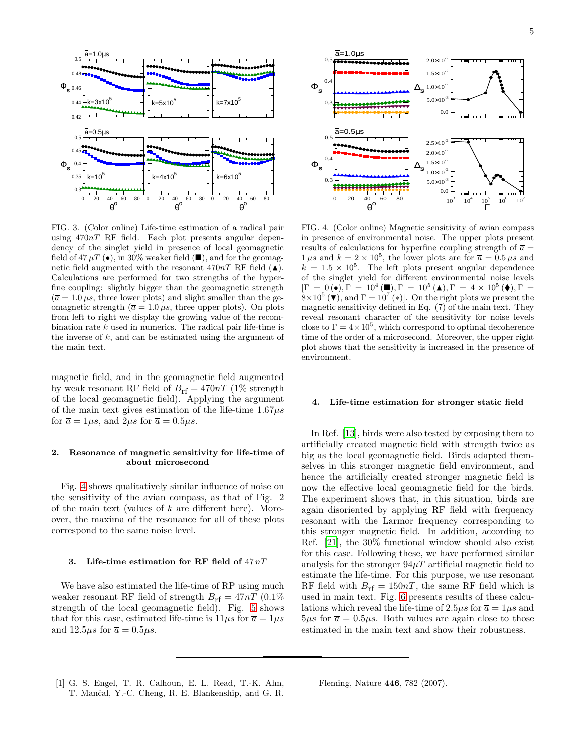FIG. 3. (Color online) Life-time estimation of a radical pair using $470nT$ RF field. Each plot presents angular dependency of the singlet yield in presence of local geomagnetic field of $47\,\mu T$ (●), in 30% weaker field (■), and for the geomagnetic field augmented with the resonant $470nT$ RF field (▲). Calculations are performed for two strengths of the hyperfine coupling: slightly bigger than the geomagnetic strength ($\overline{a} = 1.0\,\mu s$, three lower plots) and slight smaller than the geomagnetic strength ($\overline{a} = 1.0\,\mu s$, three upper plots). On plots from left to right we display the growing value of the recombination rate $k$ used in numerics. The radical pair life-time is the inverse of $k$, and can be estimated using the argument of the main text.

FIG. 4. (Color online) Magnetic sensitivity of avian compass in presence of environmental noise. The upper plots present results of calculations for hyperfine coupling strength of $\overline{a} = 1\,\mu s$ and $k = 2\times10^5$, the lower plots are for $\overline{a} = 0.5\,\mu s$ and $k = 1.5\times10^5$. The left plots present angular dependence of the singlet yield for different environmental noise levels [$\Gamma = 0$ (●), $\Gamma = 10^4$ (■), $\Gamma = 10^5$ (▲), $\Gamma = 4\times10^5$ (♦), $\Gamma = 8\times10^5$ (▼), and $\Gamma = 10^7$ ($*$)]. On the right plots we present the magnetic sensitivity defined in Eq. (7) of the main text. They reveal resonant character of the sensitivity for noise levels close to $\Gamma = 4\times10^5$, which correspond to optimal decoherence time of the order of a microsecond. Moreover, the upper right plot shows that the sensitivity is increased in the presence of environment.

magnetic field, and in the geomagnetic field augmented by weak resonant RF field of $B_{\rm rf} = 470nT$ (1% strength of the local geomagnetic field). Applying the argument of the main text gives estimation of the life-time $1.67\mu s$ for $\overline{a} = 1\mu s$, and $2\mu s$ for $\overline{a} = 0.5\mu s$.

### 2. Resonance of magnetic sensitivity for life-time of about microsecond

Fig. 4 shows qualitatively similar influence of noise on the sensitivity of the avian compass, as that of Fig. 2 of the main text (values of $k$ are different here). Moreover, the maxima of the resonance for all of these plots correspond to the same noise level.

### 3. Life-time estimation for RF field of $47\,nT$

We have also estimated the life-time of RP using much weaker resonant RF field of strength $B_{\rm rf} = 47nT$ (0.1% strength of the local geomagnetic field). Fig. 5 shows that for this case, estimated life-time is $11\mu s$ for $\overline{a} = 1\mu s$ and $12.5\mu s$ for $\overline{a} = 0.5\mu s$.

### 4. Life-time estimation for stronger static field

In Ref. [13], birds were also tested by exposing them to artificially created magnetic field with strength twice as big as the local geomagnetic field. Birds adapted themselves in this stronger magnetic field environment, and hence the artificially created stronger magnetic field is now the effective local geomagnetic field for the birds. The experiment shows that, in this situation, birds are again disoriented by applying RF field with frequency resonant with the Larmor frequency corresponding to this stronger magnetic field. In addition, according to Ref. [21], the 30% functional window should also exist for this case. Following these, we have performed similar analysis for the stronger $94\mu T$ artificial magnetic field to estimate the life-time. For this purpose, we use resonant RF field with $B_{\rm rf} = 150nT$, the same RF field which is used in main text. Fig. 6 presents results of these calculations which reveal the life-time of $2.5\mu s$ for $\overline{a} = 1\mu s$ and $5\mu s$ for $\overline{a} = 0.5\mu s$. Both values are again close to those estimated in the main text and show their robustness.

---

[1] G. S. Engel, T. R. Calhoun, E. L. Read, T.-K. Ahn, T. Mančal, Y.-C. Cheng, R. E. Blankenship, and G. R. Fleming, Nature **446**, 782 (2007).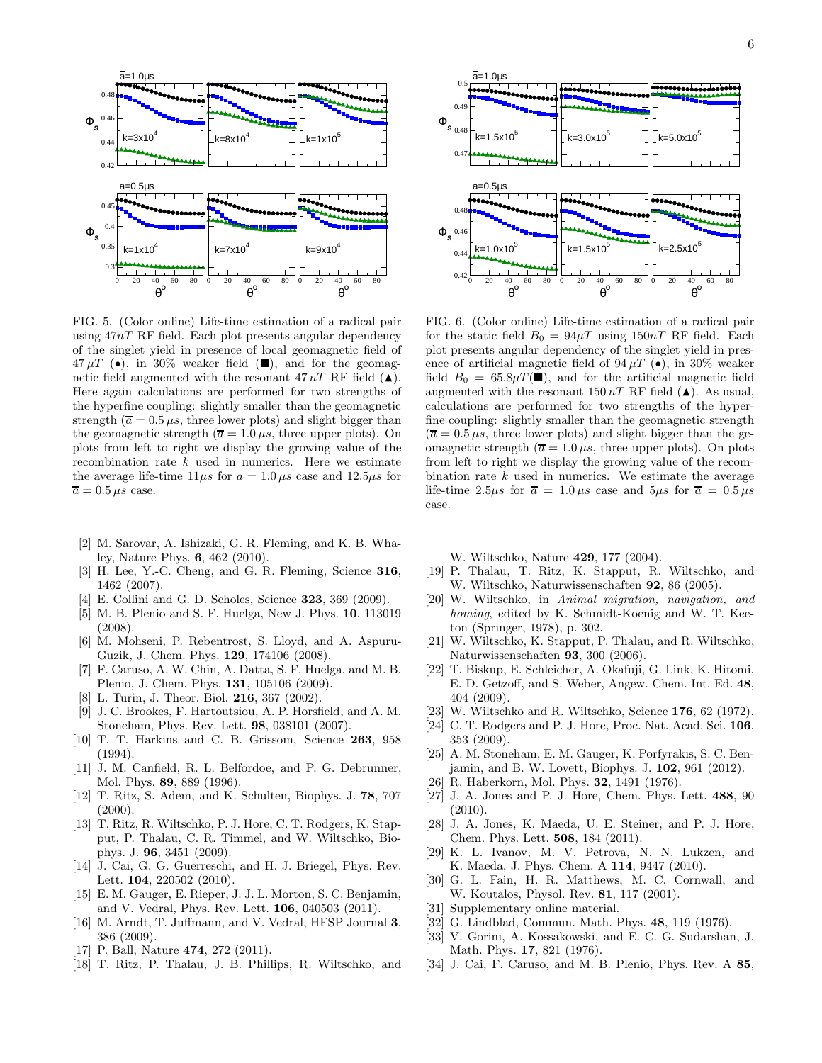FIG. 5. (Color online) Life-time estimation of a radical pair using $47nT$ RF field. Each plot presents angular dependency of the singlet yield in presence of local geomagnetic field of $47\,\mu T$ (●), in 30% weaker field (■), and for the geomagnetic field augmented with the resonant $47\,nT$ RF field (▲). Here again calculations are performed for two strengths of the hyperfine coupling: slightly smaller than the geomagnetic strength ($\overline{a} = 0.5\,\mu s$, three lower plots) and slight bigger than the geomagnetic strength ($\overline{a} = 1.0\,\mu s$, three upper plots). On plots from left to right we display the growing value of the recombination rate $k$ used in numerics. Here we estimate the average life-time $11\mu s$ for $\overline{a} = 1.0\,\mu s$ case and $12.5\mu s$ for $\overline{a} = 0.5\,\mu s$ case.

FIG. 6. (Color online) Life-time estimation of a radical pair for the static field $B_0 = 94\mu T$ using $150nT$ RF field. Each plot presents angular dependency of the singlet yield in presence of artificial magnetic field of $94\,\mu T$ (●), in 30% weaker field $B_0 = 65.8\mu T$(■), and for the artificial magnetic field augmented with the resonant $150\,nT$ RF field (▲). As usual, calculations are performed for two strengths of the hyperfine coupling: slightly smaller than the geomagnetic strength ($\overline{a} = 0.5\,\mu s$, three lower plots) and slight bigger than the geomagnetic strength ($\overline{a} = 1.0\,\mu s$, three upper plots). On plots from left to right we display the growing value of the recombination rate $k$ used in numerics. We estimate the average life-time $2.5\mu s$ for $\overline{a} = 1.0\,\mu s$ case and $5\mu s$ for $\overline{a} = 0.5\,\mu s$ case.

[2] M. Sarovar, A. Ishizaki, G. R. Fleming, and K. B. Whaley, Nature Phys. **6**, 462 (2010).

[3] H. Lee, Y.-C. Cheng, and G. R. Fleming, Science **316**, 1462 (2007).

[4] E. Collini and G. D. Scholes, Science **323**, 369 (2009).

[5] M. B. Plenio and S. F. Huelga, New J. Phys. **10**, 113019 (2008).

[6] M. Mohseni, P. Rebentrost, S. Lloyd, and A. Aspuru-Guzik, J. Chem. Phys. **129**, 174106 (2008).

[7] F. Caruso, A. W. Chin, A. Datta, S. F. Huelga, and M. B. Plenio, J. Chem. Phys. **131**, 105106 (2009).

[8] L. Turin, J. Theor. Biol. **216**, 367 (2002).

[9] J. C. Brookes, F. Hartoutsiou, A. P. Horsfield, and A. M. Stoneham, Phys. Rev. Lett. **98**, 038101 (2007).

[10] T. T. Harkins and C. B. Grissom, Science **263**, 958 (1994).

[11] J. M. Canfield, R. L. Belfordoe, and P. G. Debrunner, Mol. Phys. **89**, 889 (1996).

[12] T. Ritz, S. Adem, and K. Schulten, Biophys. J. **78**, 707 (2000).

[13] T. Ritz, R. Wiltschko, P. J. Hore, C. T. Rodgers, K. Stapput, P. Thalau, C. R. Timmel, and W. Wiltschko, Biophys. J. **96**, 3451 (2009).

[14] J. Cai, G. G. Guerreschi, and H. J. Briegel, Phys. Rev. Lett. **104**, 220502 (2010).

[15] E. M. Gauger, E. Rieper, J. J. L. Morton, S. C. Benjamin, and V. Vedral, Phys. Rev. Lett. **106**, 040503 (2011).

[16] M. Arndt, T. Juffmann, and V. Vedral, HFSP Journal **3**, 386 (2009).

[17] P. Ball, Nature **474**, 272 (2011).

[18] T. Ritz, P. Thalau, J. B. Phillips, R. Wiltschko, and W. Wiltschko, Nature **429**, 177 (2004).

[19] P. Thalau, T. Ritz, K. Stapput, R. Wiltschko, and W. Wiltschko, Naturwissenschaften **92**, 86 (2005).

[20] W. Wiltschko, in *Animal migration, navigation, and homing*, edited by K. Schmidt-Koenig and W. T. Keeton (Springer, 1978), p. 302.

[21] W. Wiltschko, K. Stapput, P. Thalau, and R. Wiltschko, Naturwissenschaften **93**, 300 (2006).

[22] T. Biskup, E. Schleicher, A. Okafuji, G. Link, K. Hitomi, E. D. Getzoff, and S. Weber, Angew. Chem. Int. Ed. **48**, 404 (2009).

[23] W. Wiltschko and R. Wiltschko, Science **176**, 62 (1972).

[24] C. T. Rodgers and P. J. Hore, Proc. Nat. Acad. Sci. **106**, 353 (2009).

[25] A. M. Stoneham, E. M. Gauger, K. Porfyrakis, S. C. Benjamin, and B. W. Lovett, Biophys. J. **102**, 961 (2012).

[26] R. Haberkorn, Mol. Phys. **32**, 1491 (1976).

[27] J. A. Jones and P. J. Hore, Chem. Phys. Lett. **488**, 90 (2010).

[28] J. A. Jones, K. Maeda, U. E. Steiner, and P. J. Hore, Chem. Phys. Lett. **508**, 184 (2011).

[29] K. L. Ivanov, M. V. Petrova, N. N. Lukzen, and K. Maeda, J. Phys. Chem. A **114**, 9447 (2010).

[30] G. L. Fain, H. R. Matthews, M. C. Cornwall, and W. Koutalos, Physol. Rev. **81**, 117 (2001).

[31] Supplementary online material.

[32] G. Lindblad, Commun. Math. Phys. **48**, 119 (1976).

[33] V. Gorini, A. Kossakowski, and E. C. G. Sudarshan, J. Math. Phys. **17**, 821 (1976).

[34] J. Cai, F. Caruso, and M. B. Plenio, Phys. Rev. A **85**,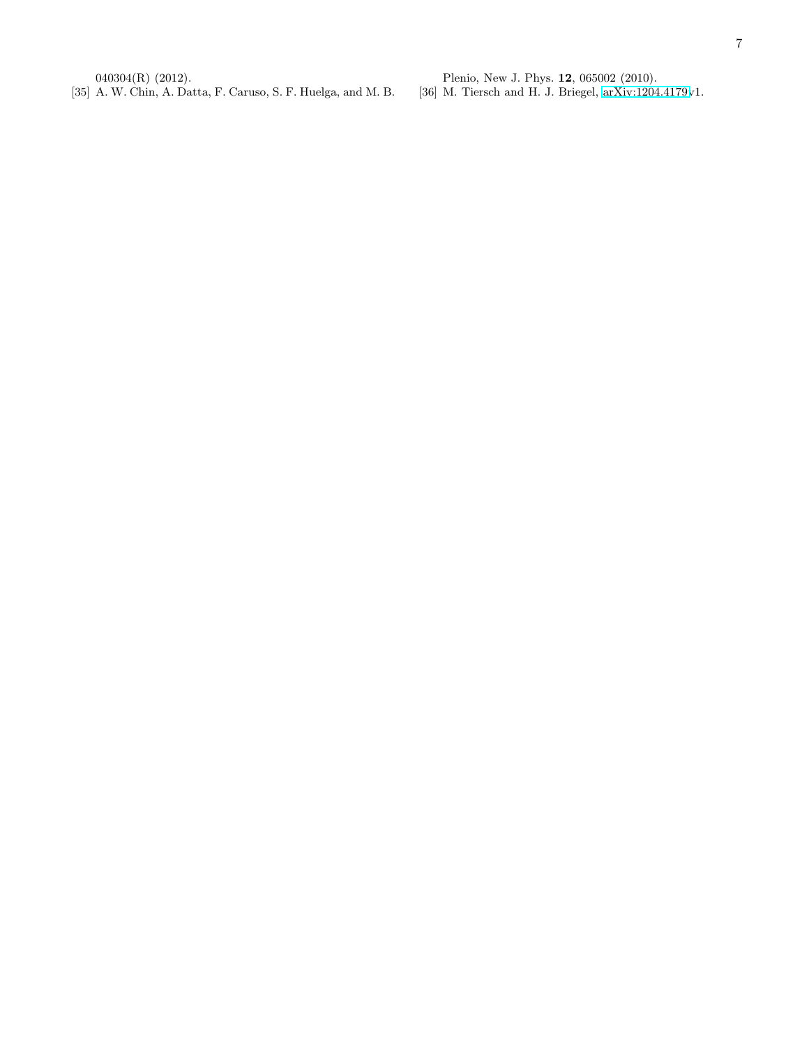040304(R) (2012).

[35] A. W. Chin, A. Datta, F. Caruso, S. F. Huelga, and M. B. Plenio, New J. Phys. **12**, 065002 (2010).

[36] M. Tiersch and H. J. Briegel, arXiv:1204.4179v1.